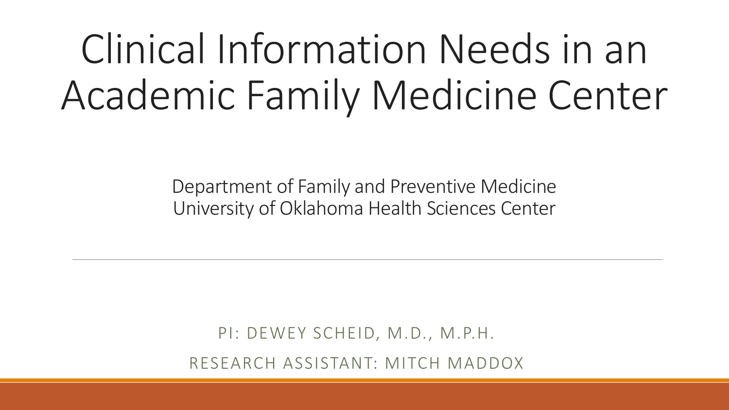# Clinical Information Needs in an Academic Family Medicine Center

Department of Family and Preventive Medicine
University of Oklahoma Health Sciences Center

PI: DEWEY SCHEID, M.D., M.P.H.

RESEARCH ASSISTANT: MITCH MADDOX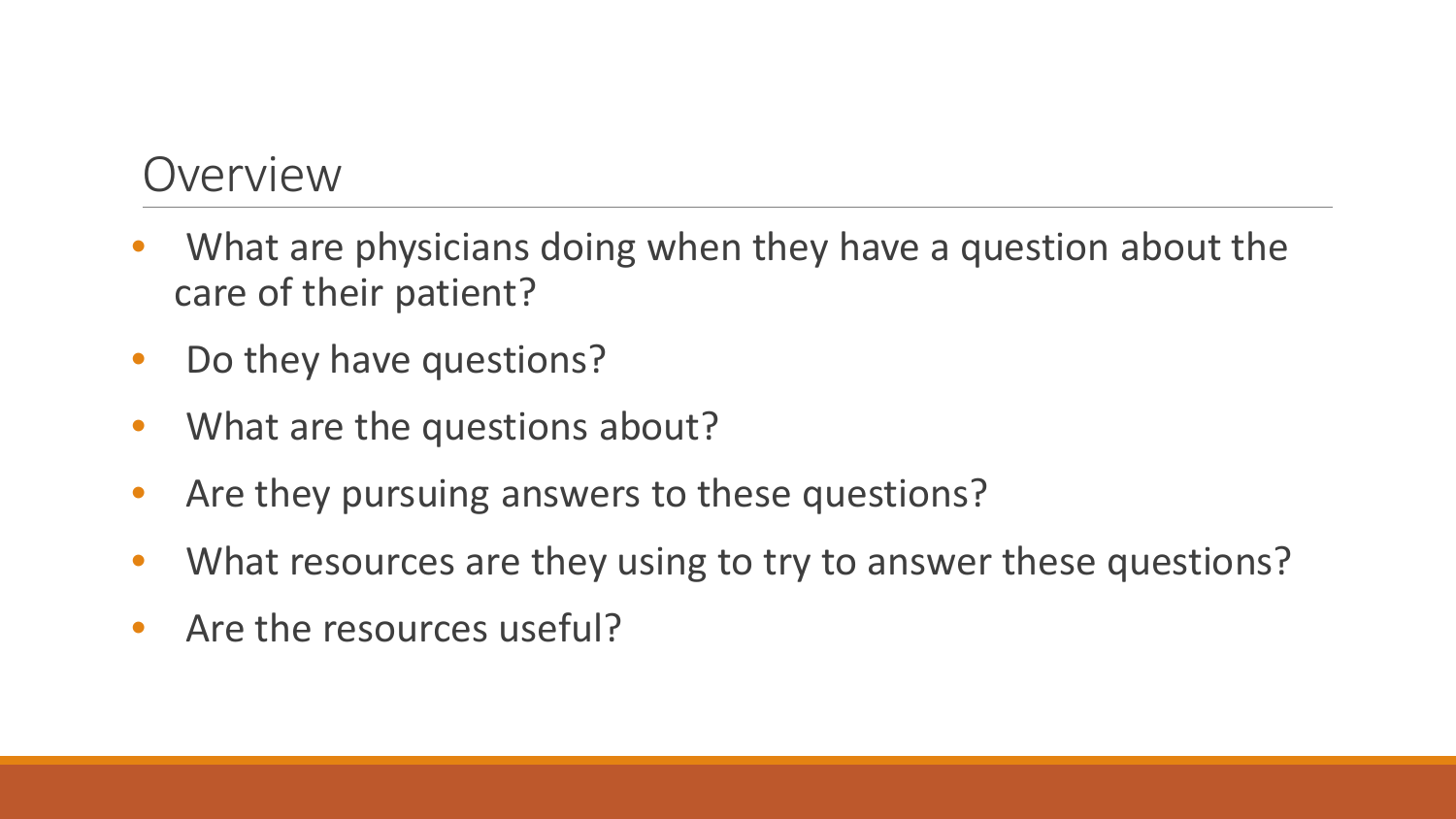## Overview

- What are physicians doing when they have a question about the care of their patient?
- Do they have questions?
- What are the questions about?
- Are they pursuing answers to these questions?
- What resources are they using to try to answer these questions?
- Are the resources useful?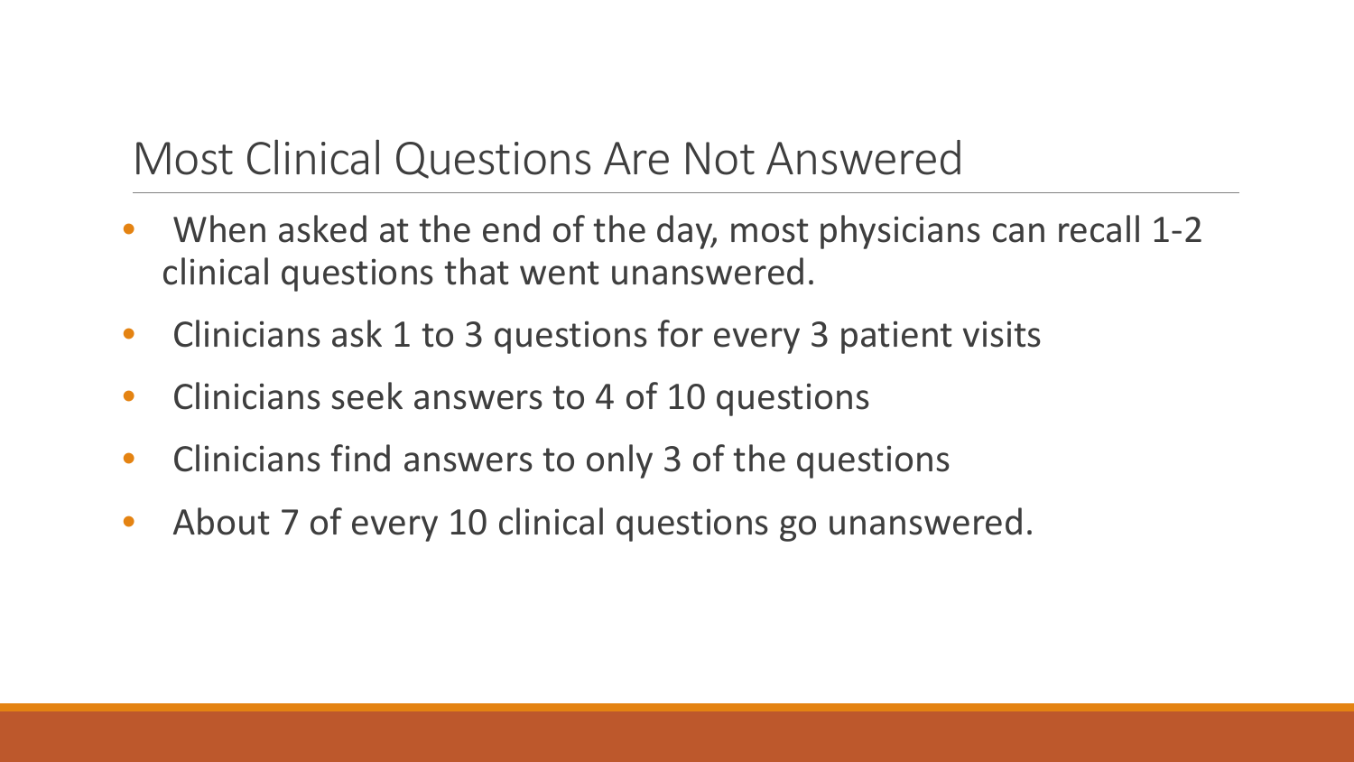## Most Clinical Questions Are Not Answered

- When asked at the end of the day, most physicians can recall 1-2 clinical questions that went unanswered.
- Clinicians ask 1 to 3 questions for every 3 patient visits
- Clinicians seek answers to 4 of 10 questions
- Clinicians find answers to only 3 of the questions
- About 7 of every 10 clinical questions go unanswered.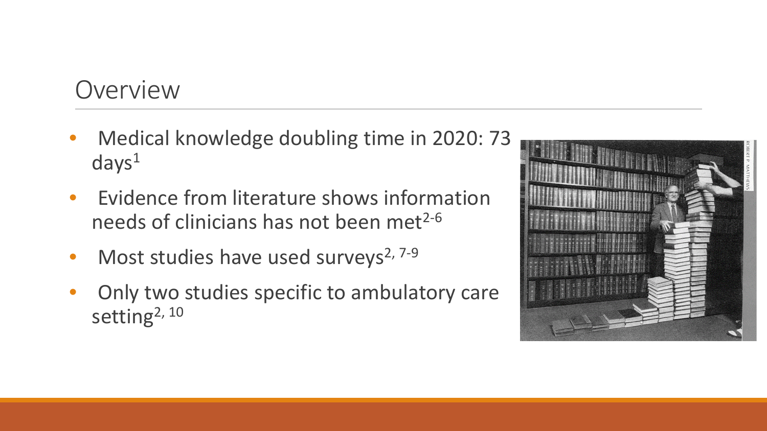# Overview

- Medical knowledge doubling time in 2020: 73 days[1]
- Evidence from literature shows information needs of clinicians has not been met[2-6]
- Most studies have used surveys[2, 7-9]
- Only two studies specific to ambulatory care setting[2, 10]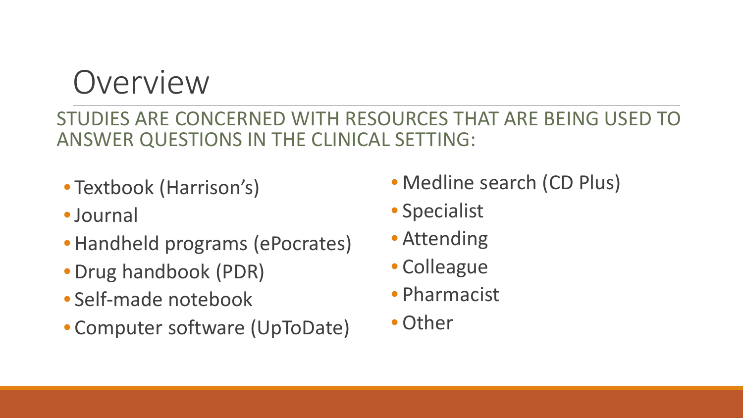# Overview

STUDIES ARE CONCERNED WITH RESOURCES THAT ARE BEING USED TO ANSWER QUESTIONS IN THE CLINICAL SETTING:

- Textbook (Harrison's)
- Journal
- Handheld programs (ePocrates)
- Drug handbook (PDR)
- Self-made notebook
- Computer software (UpToDate)
- Medline search (CD Plus)
- Specialist
- Attending
- Colleague
- Pharmacist
- Other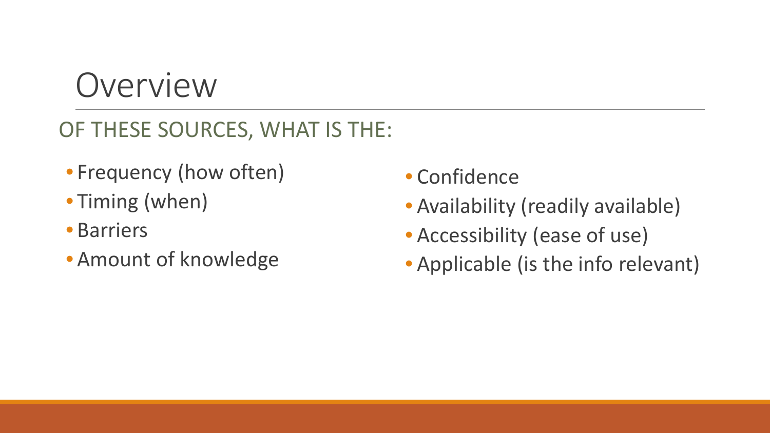# Overview

## OF THESE SOURCES, WHAT IS THE:

- Frequency (how often)
- Timing (when)
- Barriers
- Amount of knowledge
- Confidence
- Availability (readily available)
- Accessibility (ease of use)
- Applicable (is the info relevant)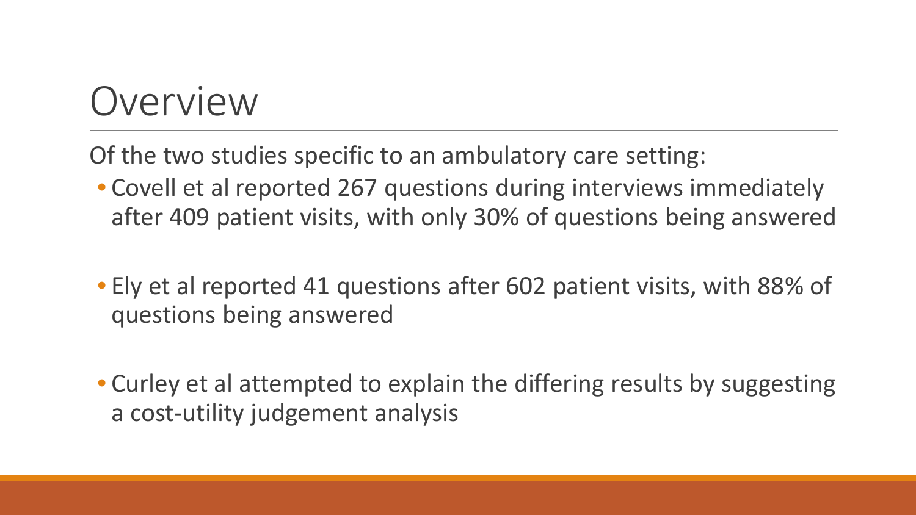# Overview

Of the two studies specific to an ambulatory care setting:

- Covell et al reported 267 questions during interviews immediately after 409 patient visits, with only 30% of questions being answered
- Ely et al reported 41 questions after 602 patient visits, with 88% of questions being answered
- Curley et al attempted to explain the differing results by suggesting a cost-utility judgement analysis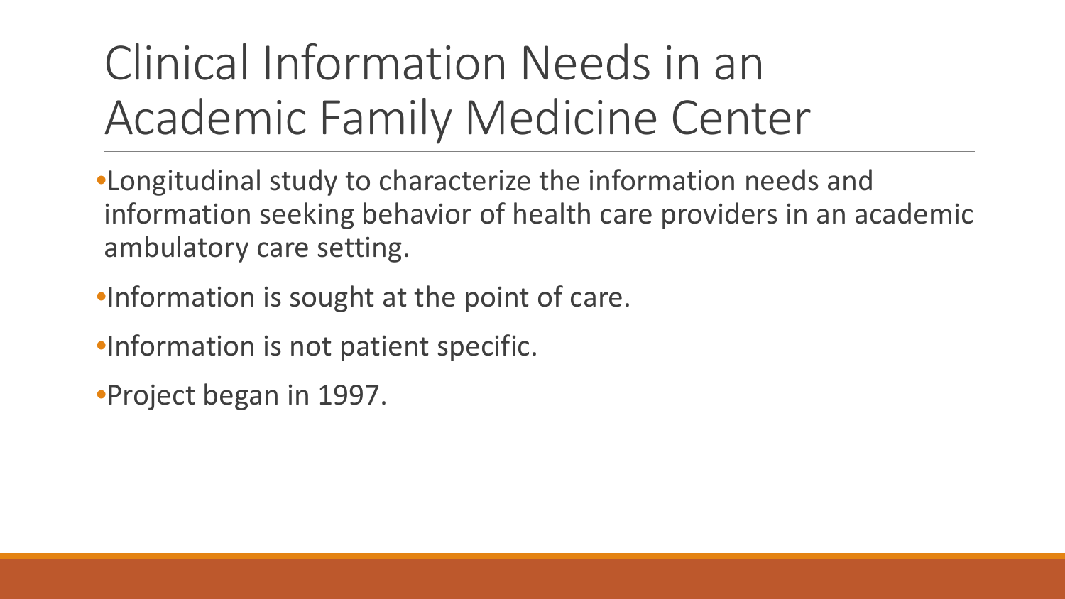# Clinical Information Needs in an Academic Family Medicine Center

- Longitudinal study to characterize the information needs and information seeking behavior of health care providers in an academic ambulatory care setting.
- Information is sought at the point of care.
- Information is not patient specific.
- Project began in 1997.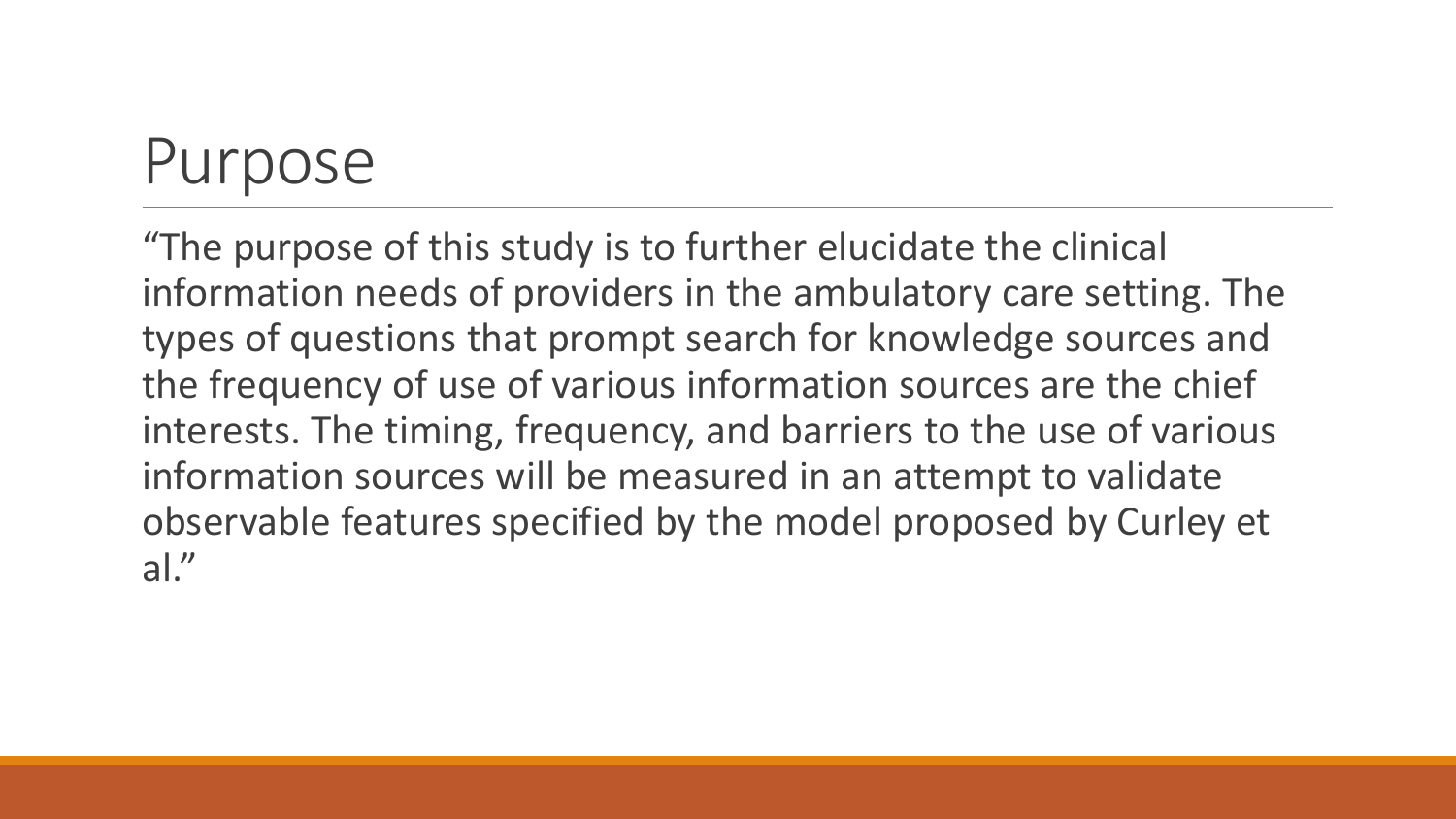# Purpose

"The purpose of this study is to further elucidate the clinical information needs of providers in the ambulatory care setting. The types of questions that prompt search for knowledge sources and the frequency of use of various information sources are the chief interests. The timing, frequency, and barriers to the use of various information sources will be measured in an attempt to validate observable features specified by the model proposed by Curley et al."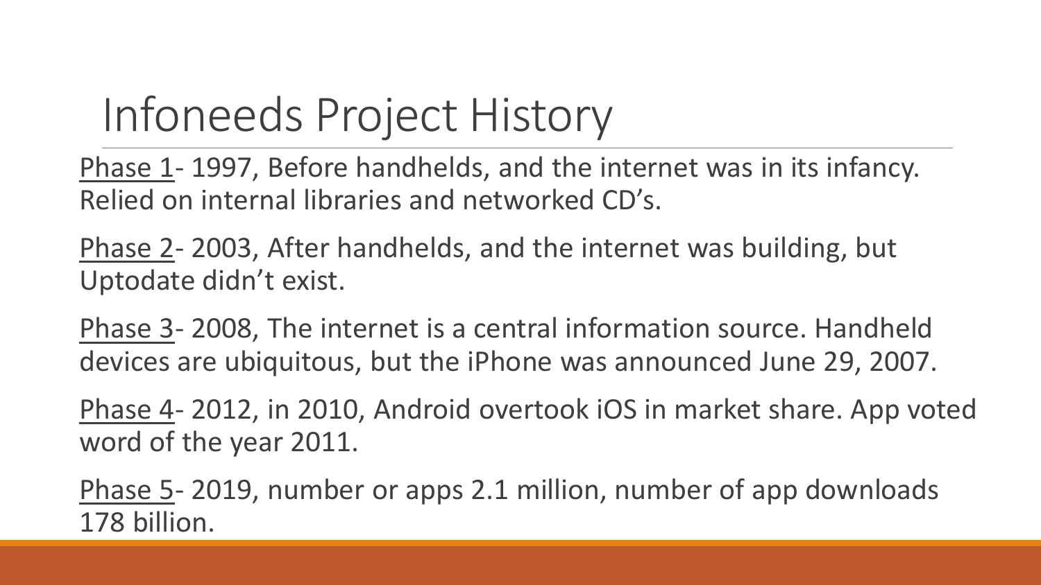# Infoneeds Project History

Phase 1- 1997, Before handhelds, and the internet was in its infancy. Relied on internal libraries and networked CD's.

Phase 2- 2003, After handhelds, and the internet was building, but Uptodate didn't exist.

Phase 3- 2008, The internet is a central information source. Handheld devices are ubiquitous, but the iPhone was announced June 29, 2007.

Phase 4- 2012, in 2010, Android overtook iOS in market share. App voted word of the year 2011.

Phase 5- 2019, number or apps 2.1 million, number of app downloads 178 billion.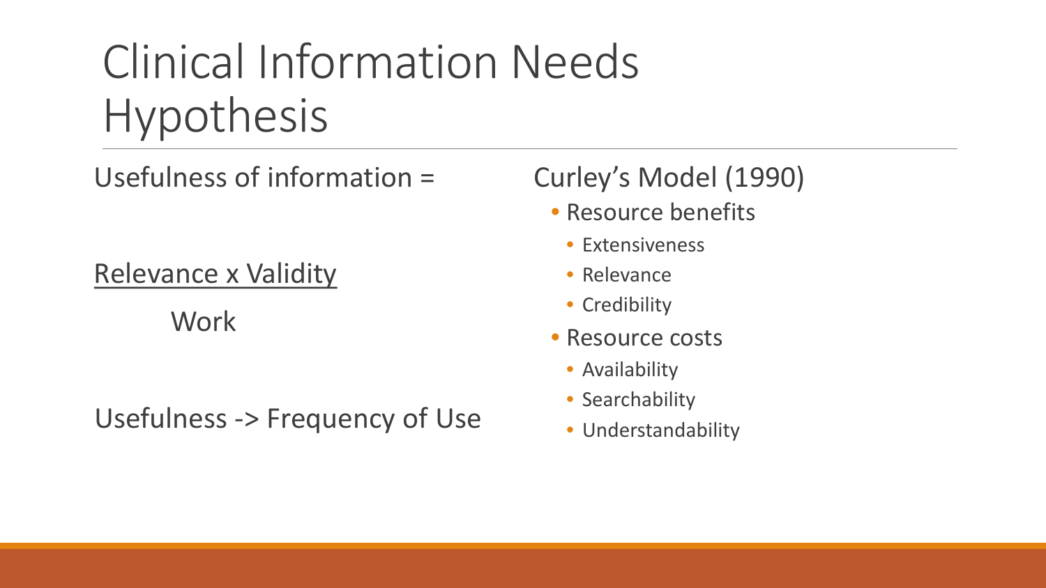# Clinical Information Needs Hypothesis

Usefulness of information =

$$\frac{\text{Relevance} \times \text{Validity}}{\text{Work}}$$

Usefulness -> Frequency of Use

Curley's Model (1990)

- Resource benefits
  - Extensiveness
  - Relevance
  - Credibility
- Resource costs
  - Availability
  - Searchability
  - Understandability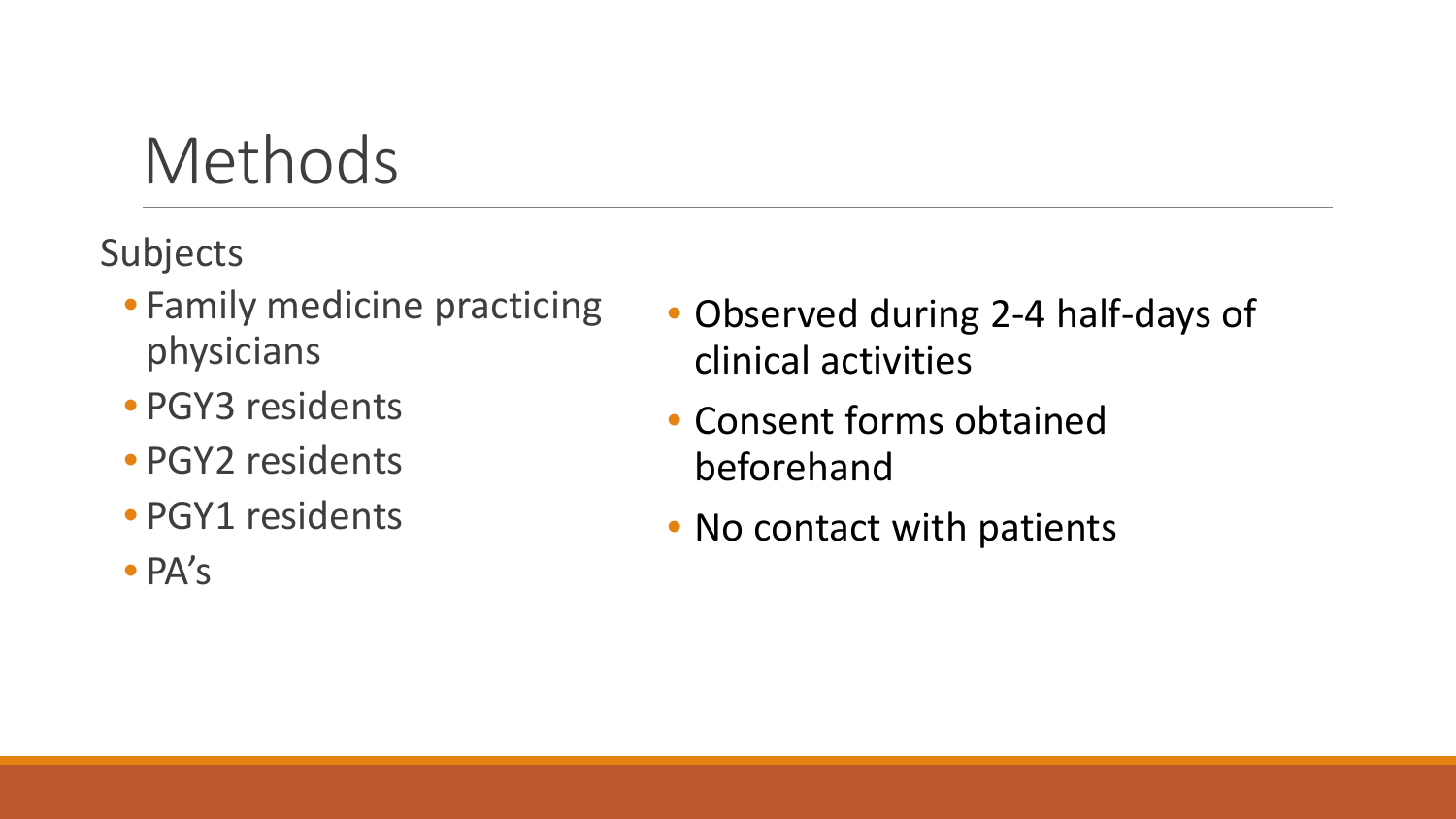# Methods

Subjects

- Family medicine practicing physicians
- PGY3 residents
- PGY2 residents
- PGY1 residents
- PA's

- Observed during 2-4 half-days of clinical activities
- Consent forms obtained beforehand
- No contact with patients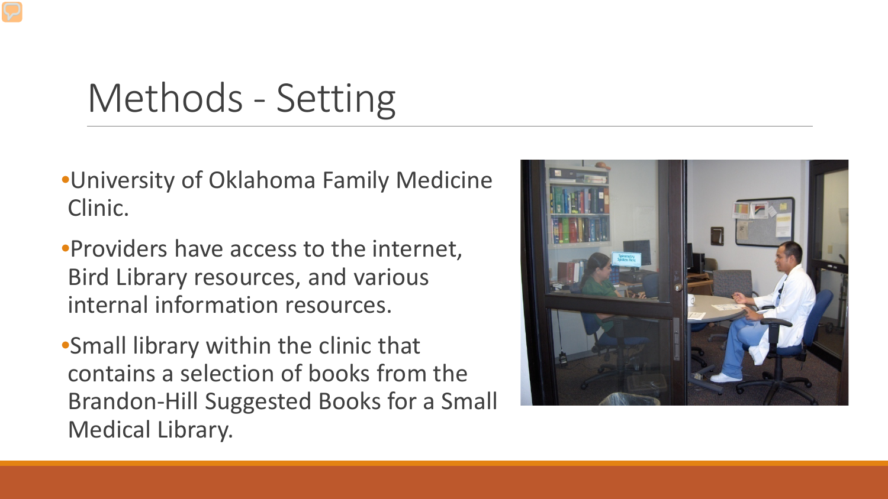# Methods - Setting

- University of Oklahoma Family Medicine Clinic.
- Providers have access to the internet, Bird Library resources, and various internal information resources.
- Small library within the clinic that contains a selection of books from the Brandon-Hill Suggested Books for a Small Medical Library.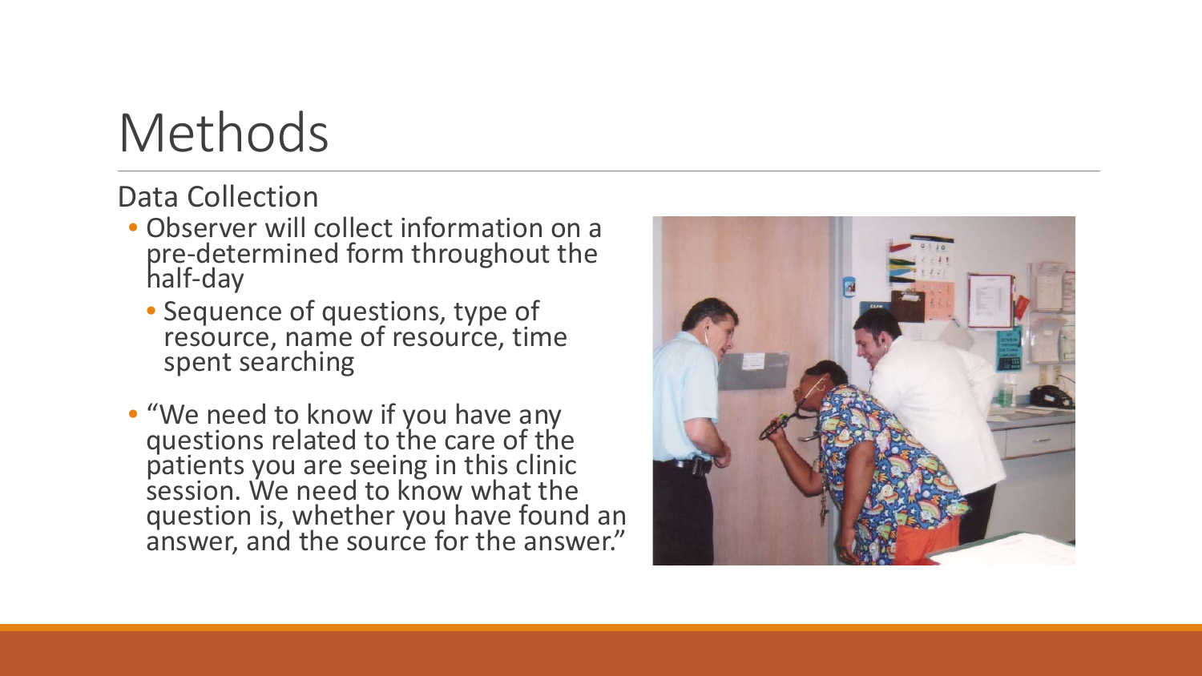# Methods

Data Collection

- Observer will collect information on a pre-determined form throughout the half-day
  - Sequence of questions, type of resource, name of resource, time spent searching
- "We need to know if you have any questions related to the care of the patients you are seeing in this clinic session. We need to know what the question is, whether you have found an answer, and the source for the answer."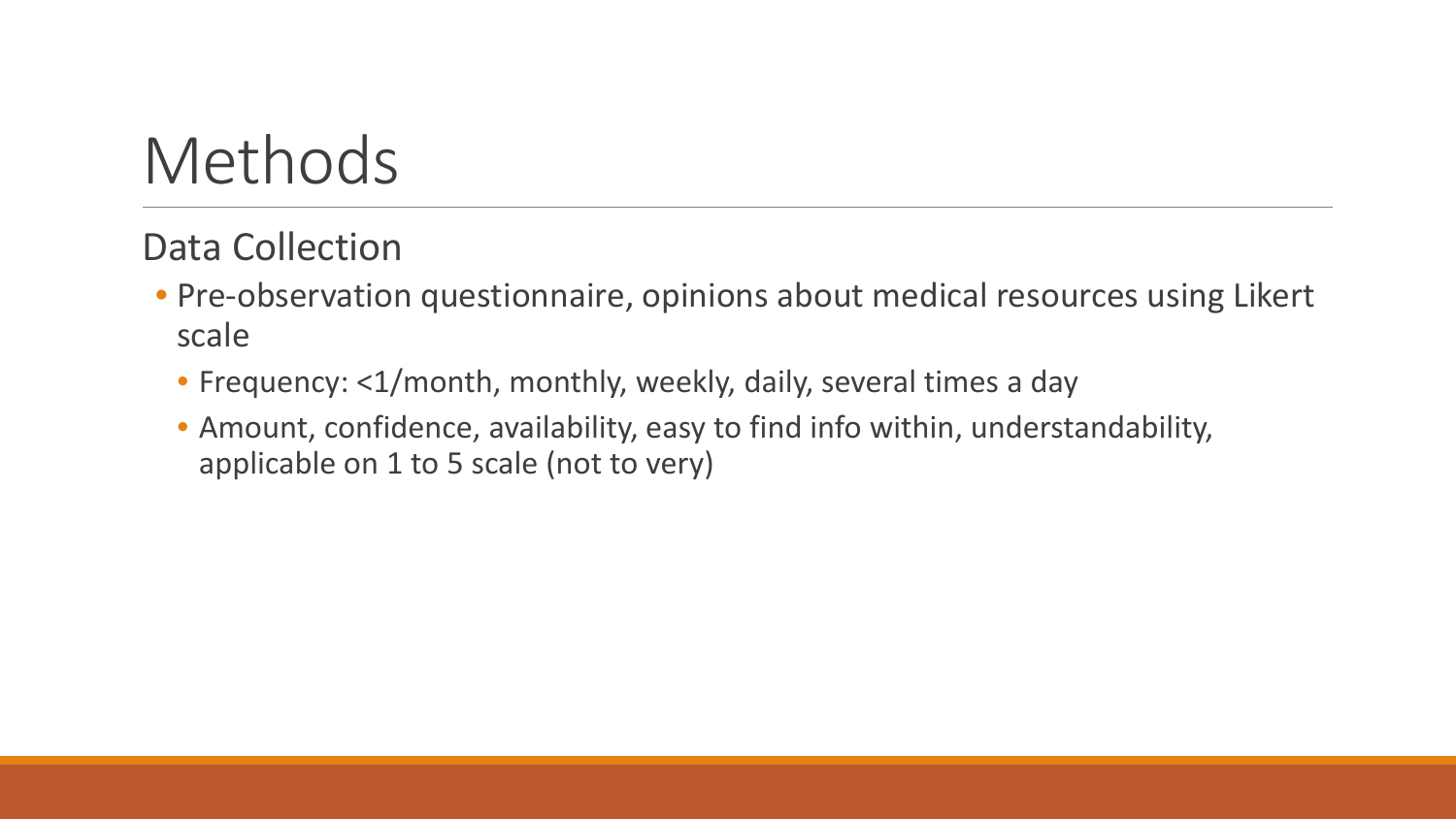# Methods

## Data Collection

- Pre-observation questionnaire, opinions about medical resources using Likert scale
  - Frequency: <1/month, monthly, weekly, daily, several times a day
  - Amount, confidence, availability, easy to find info within, understandability, applicable on 1 to 5 scale (not to very)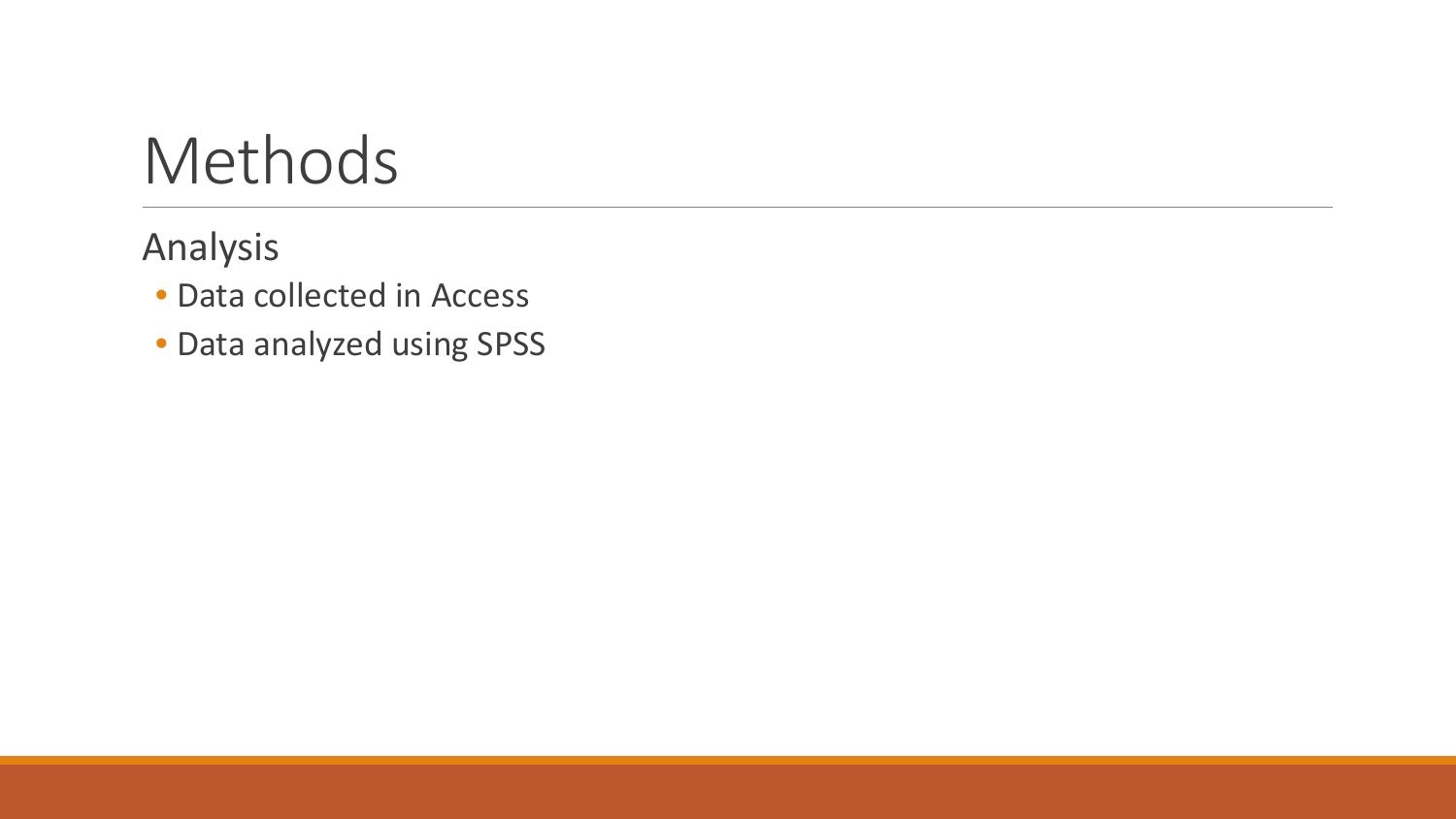# Methods

## Analysis

- Data collected in Access
- Data analyzed using SPSS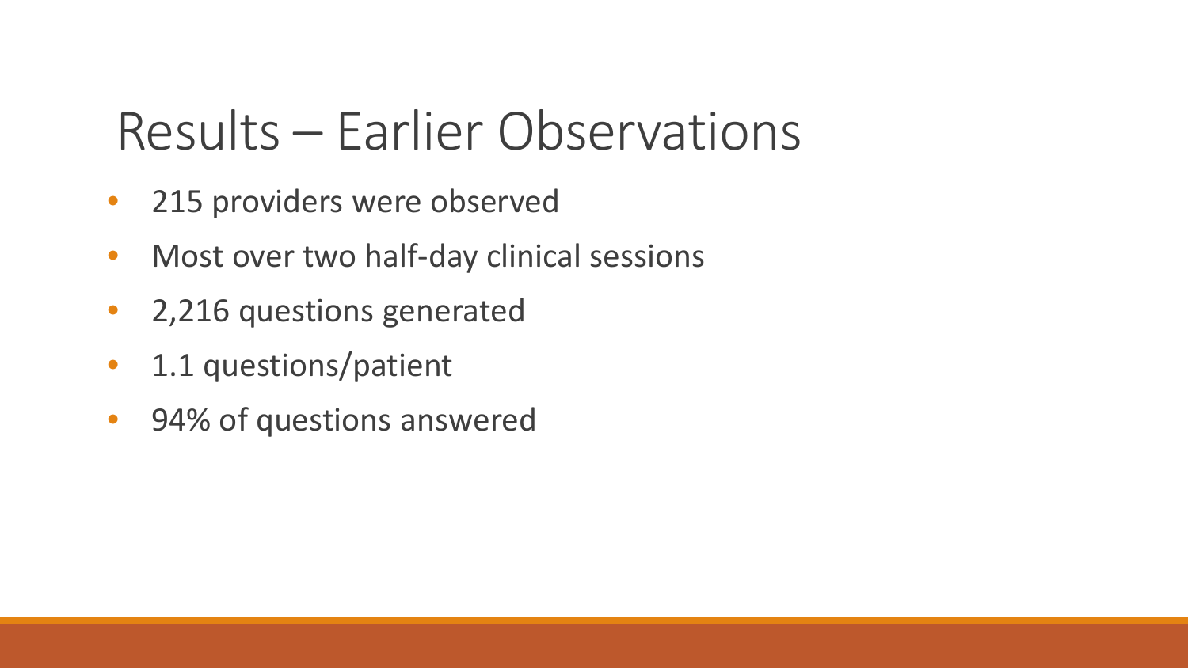# Results – Earlier Observations

- 215 providers were observed
- Most over two half-day clinical sessions
- 2,216 questions generated
- 1.1 questions/patient
- 94% of questions answered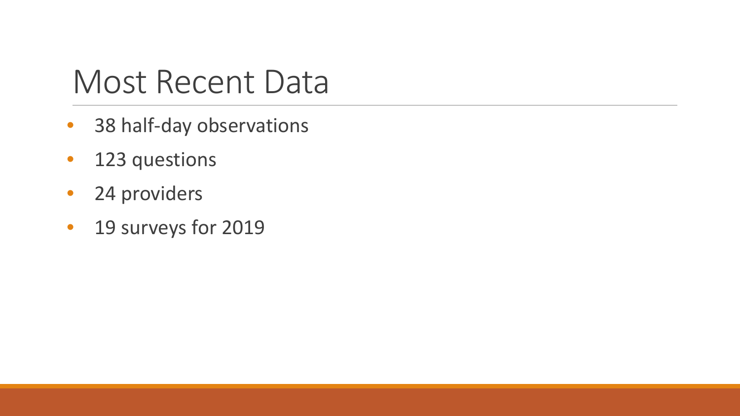# Most Recent Data

- 38 half-day observations
- 123 questions
- 24 providers
- 19 surveys for 2019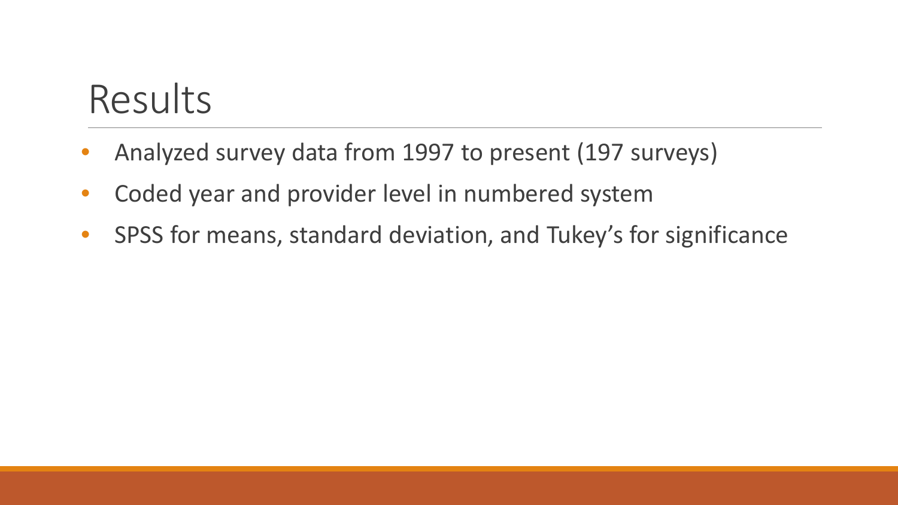# Results

- Analyzed survey data from 1997 to present (197 surveys)
- Coded year and provider level in numbered system
- SPSS for means, standard deviation, and Tukey's for significance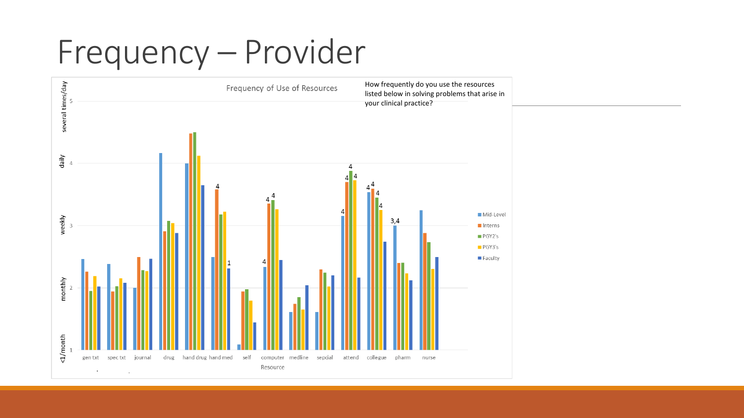# Frequency – Provider

How frequently do you use the resources listed below in solving problems that arise in your clinical practice?

Frequency of Use of Resources

several times/day 5

daily 4

weekly 3

monthly 2

<1/month 1

gen txt, spec txt, journal, drug, hand drug, hand med, self, computer, medline, sepdial, attend, collegue, pharm, nurse

Resource

Mid-Level, Interns, PGY2's, PGY3's, Faculty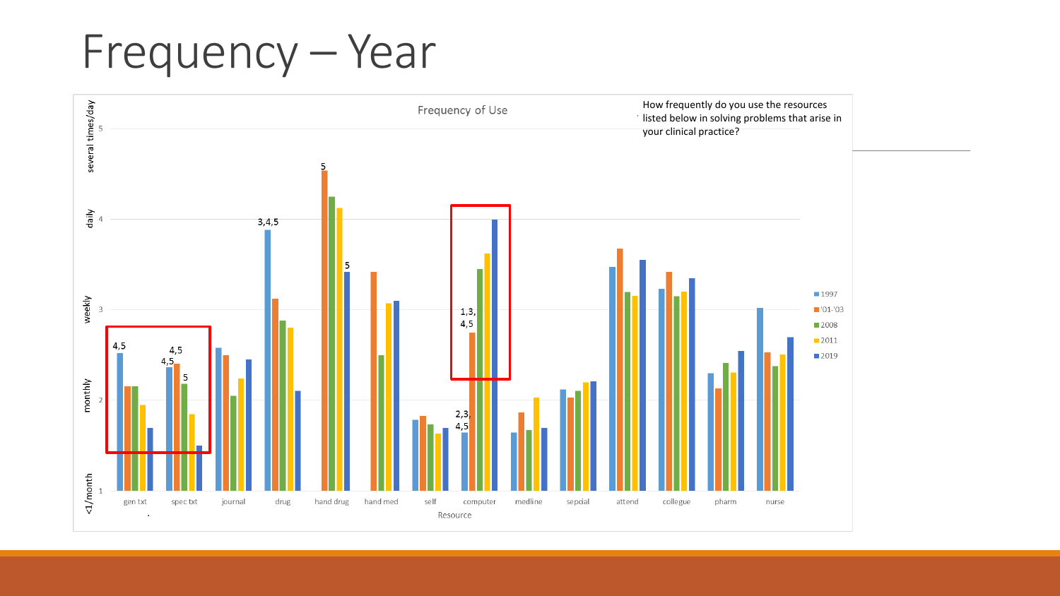# Frequency – Year

Frequency of Use

How frequently do you use the resources listed below in solving problems that arise in your clinical practice?

Y-axis: <1/month (1), monthly (2), weekly (3), daily (4), several times/day (5)

X-axis (Resource): gen txt, spec txt, journal, drug, hand drug, hand med, self, computer, medline, sepcial, attend, collegue, pharm, nurse

Legend: 1997, '01-'03, 2008, 2011, 2019

Annotations: gen txt – 4,5; spec txt – 4,5; 4,5; 5; drug – 3,4,5; hand drug – 5; 5; computer – 1,3, 4,5; 2,3, 4,5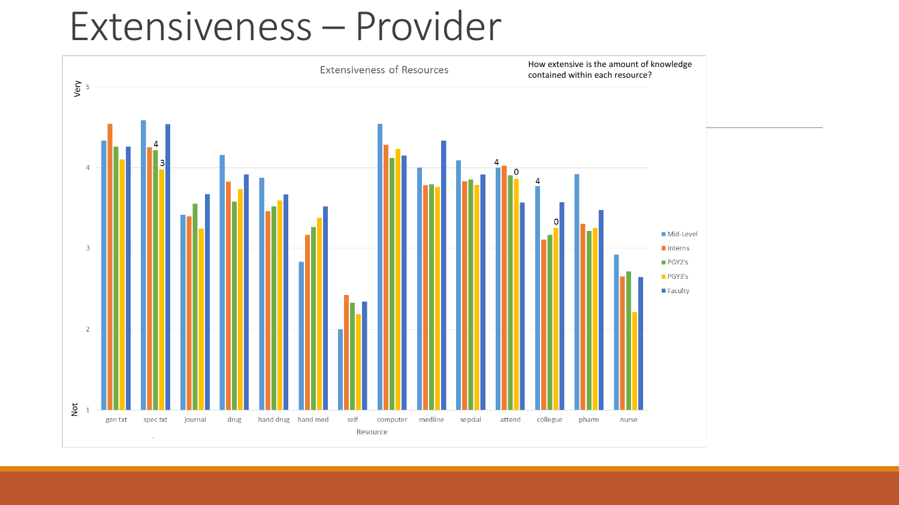# Extensiveness – Provider

Extensiveness of Resources

How extensive is the amount of knowledge contained within each resource?

Very 5

4

3

2

Not 1

gen txt, spec txt, journal, drug, hand drug, hand med, self, computer, medline, sepcial, attend, collegue, pharm, nurse

Resource

- Mid-Level
- Interns
- PGY2's
- PGY3's
- Faculty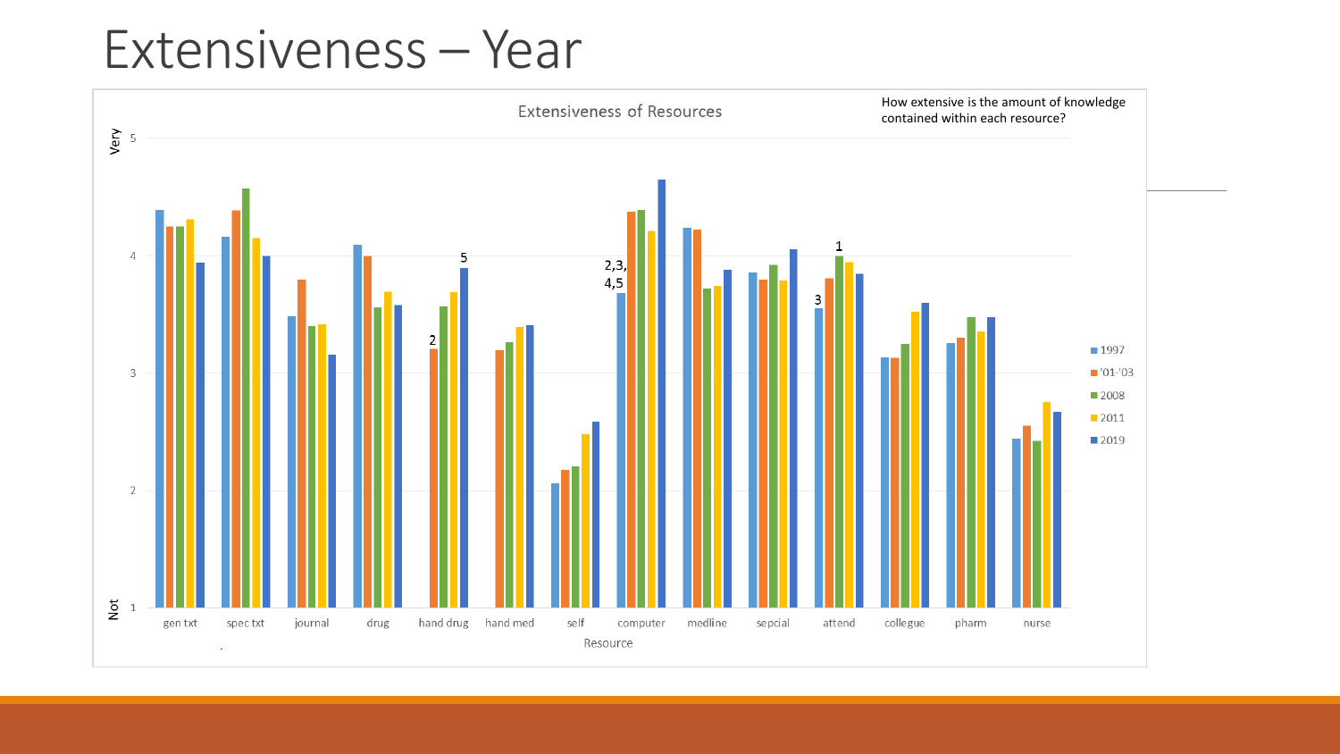# Extensiveness – Year

Extensiveness of Resources

How extensive is the amount of knowledge contained within each resource?

Very 5, 4, 3, 2, Not 1

gen txt, spec txt, journal, drug, hand drug, hand med, self, computer, medline, sepcial, attend, collegue, pharm, nurse

Resource

1997, '01-'03, 2008, 2011, 2019

2, 5, 2,3, 4,5, 3, 1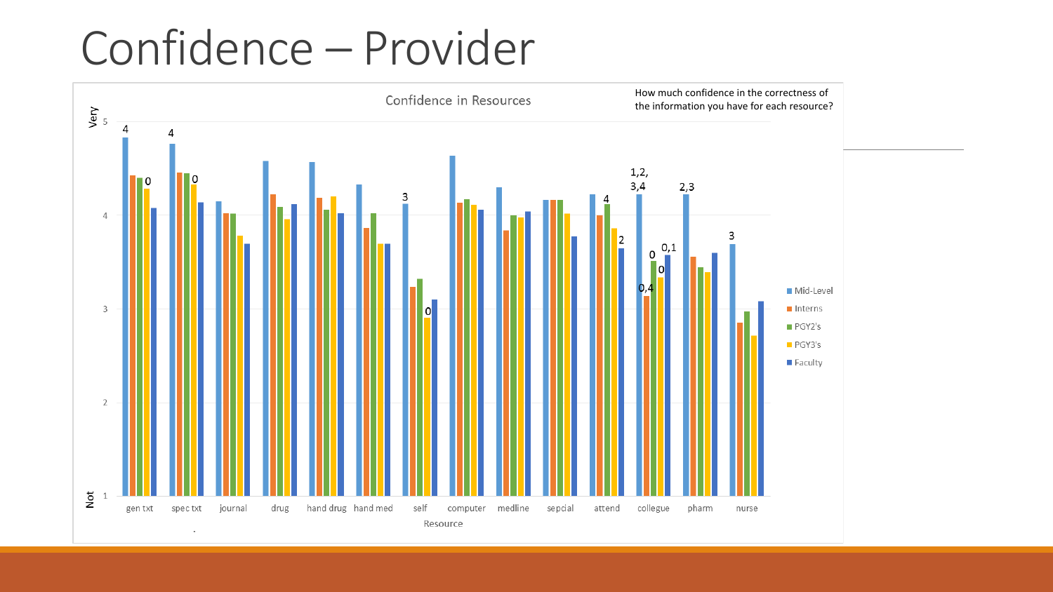# Confidence – Provider

Confidence in Resources

How much confidence in the correctness of the information you have for each resource?

Very 5 — Not 1

Resource: gen txt, spec txt, journal, drug, hand drug, hand med, self, computer, medline, sepcial, attend, collegue, pharm, nurse

Legend: Mid-Level, Interns, PGY2's, PGY3's, Faculty

Annotations: gen txt — 4, 0; spec txt — 4, 0; self — 3, 0; attend — 4, 2; collegue — 1,2,3,4; 0,4; 0; 0; 0,1; pharm — 2,3; nurse — 3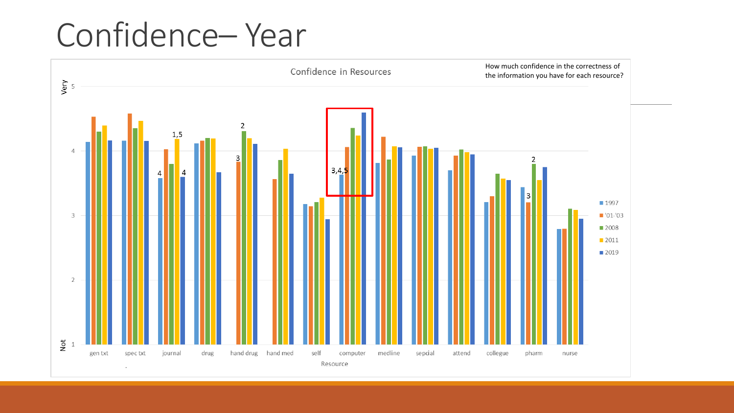# Confidence– Year

Confidence in Resources

How much confidence in the correctness of the information you have for each resource?

Very 5

4

3

2

Not 1

gen txt, spec txt, journal, drug, hand drug, hand med, self, computer, medline, sepcial, attend, collegue, pharm, nurse

Resource

1997, '01-'03, 2008, 2011, 2019

1,5 · 4 · 4 · 2 · 3 · 3,4,5 · 2 · 3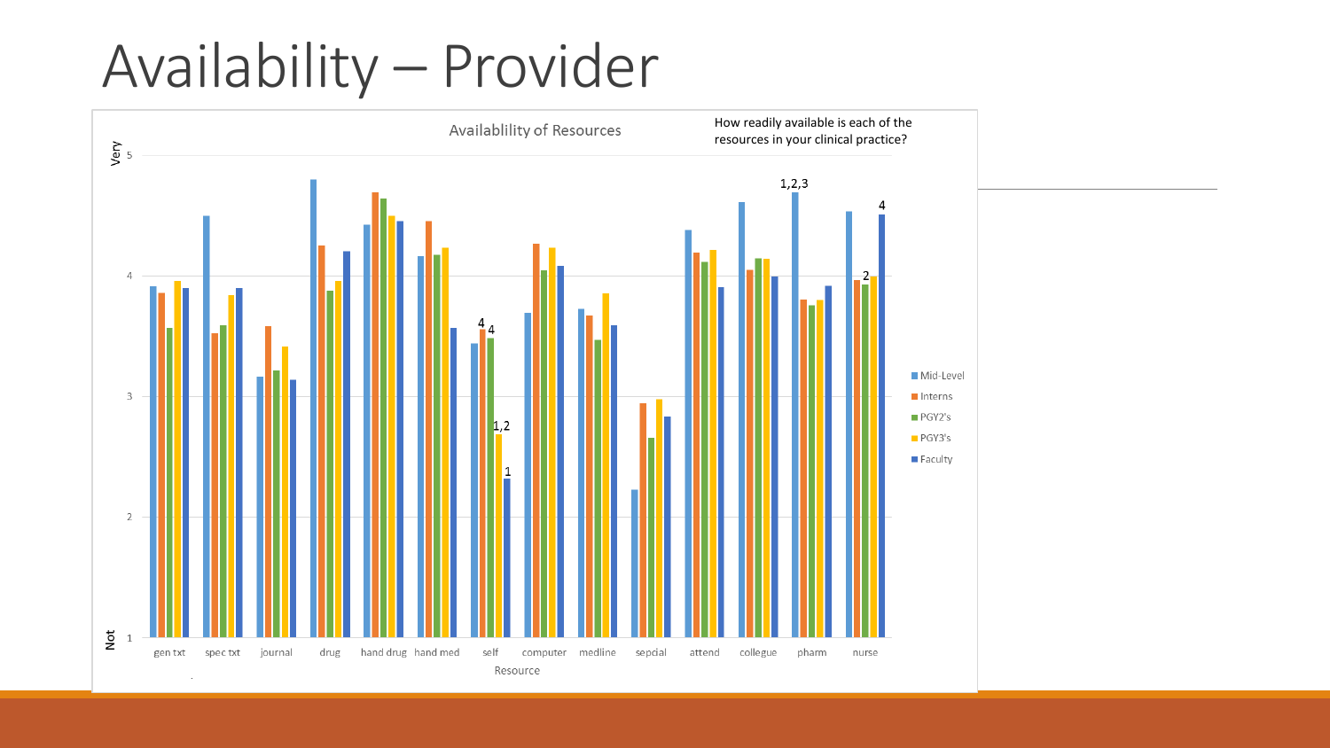# Availability – Provider

Availablility of Resources

How readily available is each of the resources in your clinical practice?

Very 5 — Not 1

Resource: gen txt, spec txt, journal, drug, hand drug, hand med, self, computer, medline, sepcial, attend, collegue, pharm, nurse

Legend: Mid-Level, Interns, PGY2's, PGY3's, Faculty

Annotations: self — 4, 4, 1,2, 1; pharm — 1,2,3; nurse — 2, 4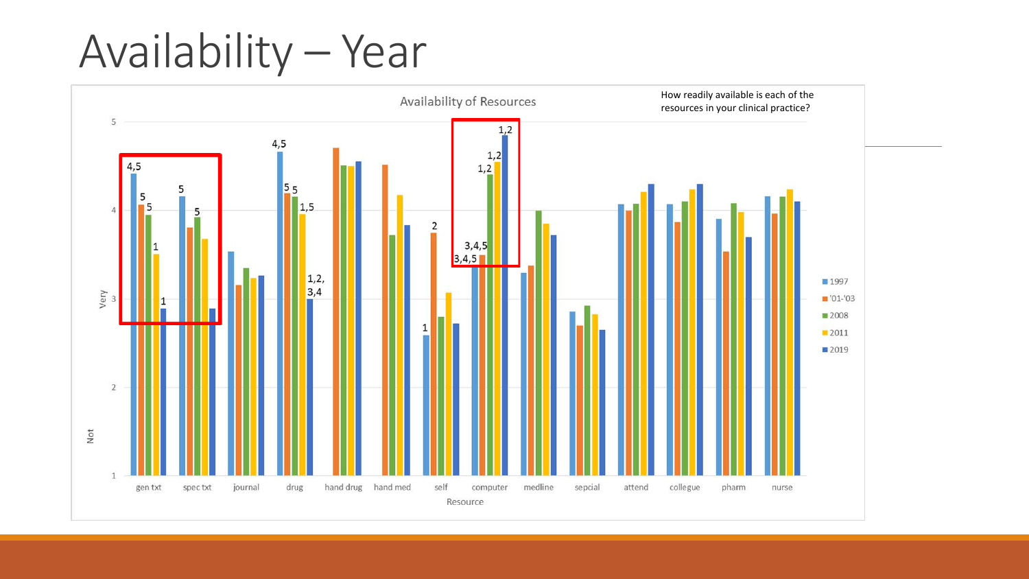# Availability – Year

Availability of Resources

How readily available is each of the resources in your clinical practice?

Legend: 1997, '01-'03, 2008, 2011, 2019

Y-axis: Not (1) – Very (5)

X-axis: Resource — gen txt, spec txt, journal, drug, hand drug, hand med, self, computer, medline, sepcial, attend, collegue, pharm, nurse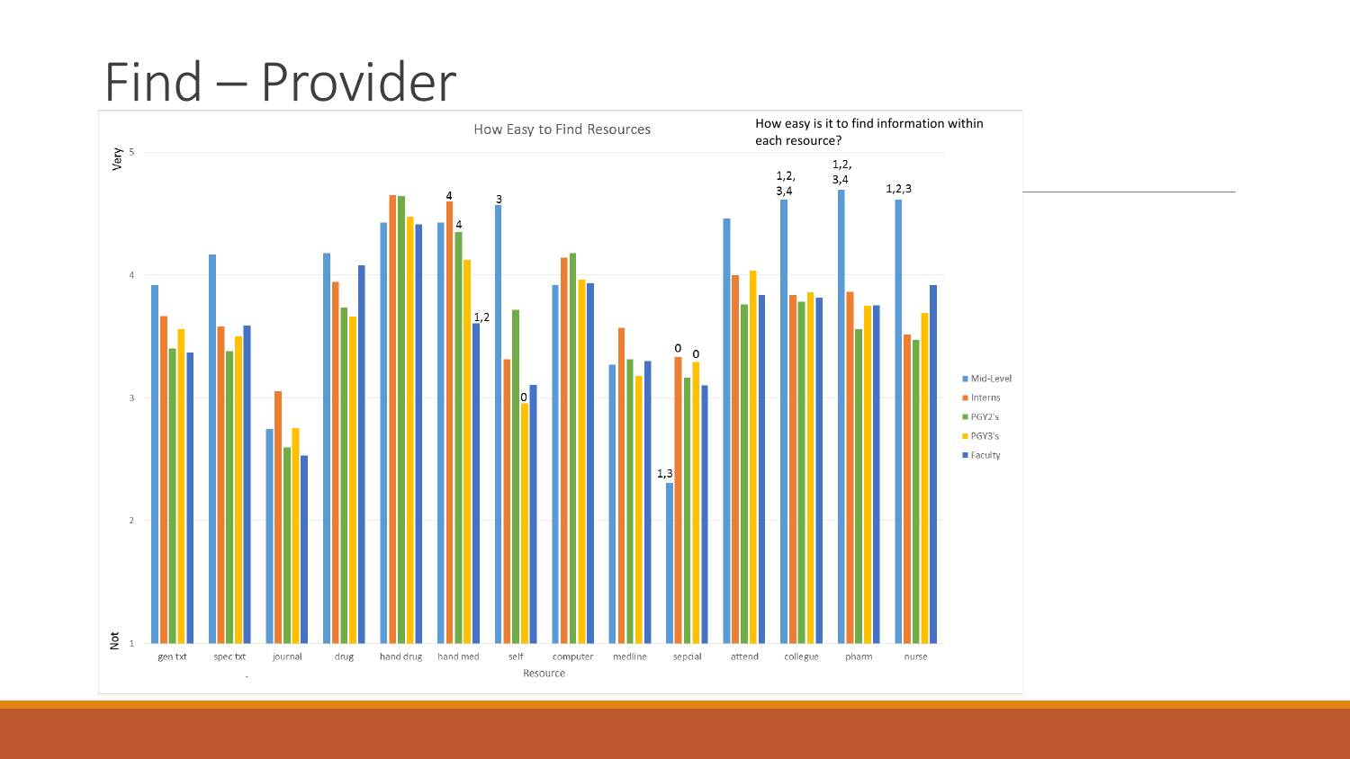# Find – Provider

How Easy to Find Resources

How easy is it to find information within each resource?

Very 5

4

3

2

Not 1

gen txt | spec txt | journal | drug | hand drug | hand med | self | computer | medline | sepcial | attend | collegue | pharm | nurse

Resource

4 4 1,2 3 0 0 0 1,3 1,2, 3,4 1,2, 3,4 1,2,3

- Mid-Level
- Interns
- PGY2's
- PGY3's
- Faculty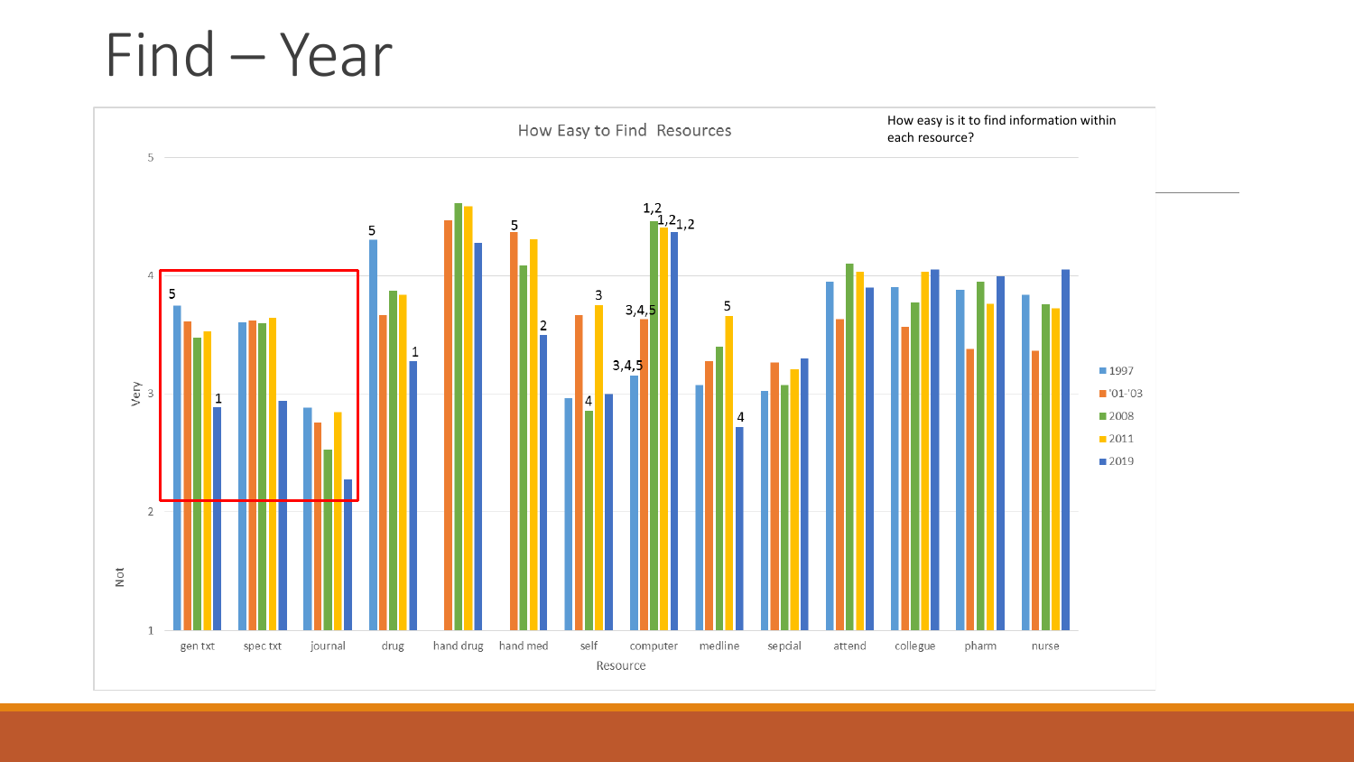# Find – Year

How Easy to Find Resources

How easy is it to find information within each resource?

Very

Not

Resource

gen txt | spec txt | journal | drug | hand drug | hand med | self | computer | medline | sepcial | attend | collegue | pharm | nurse

1997 | '01-'03 | 2008 | 2011 | 2019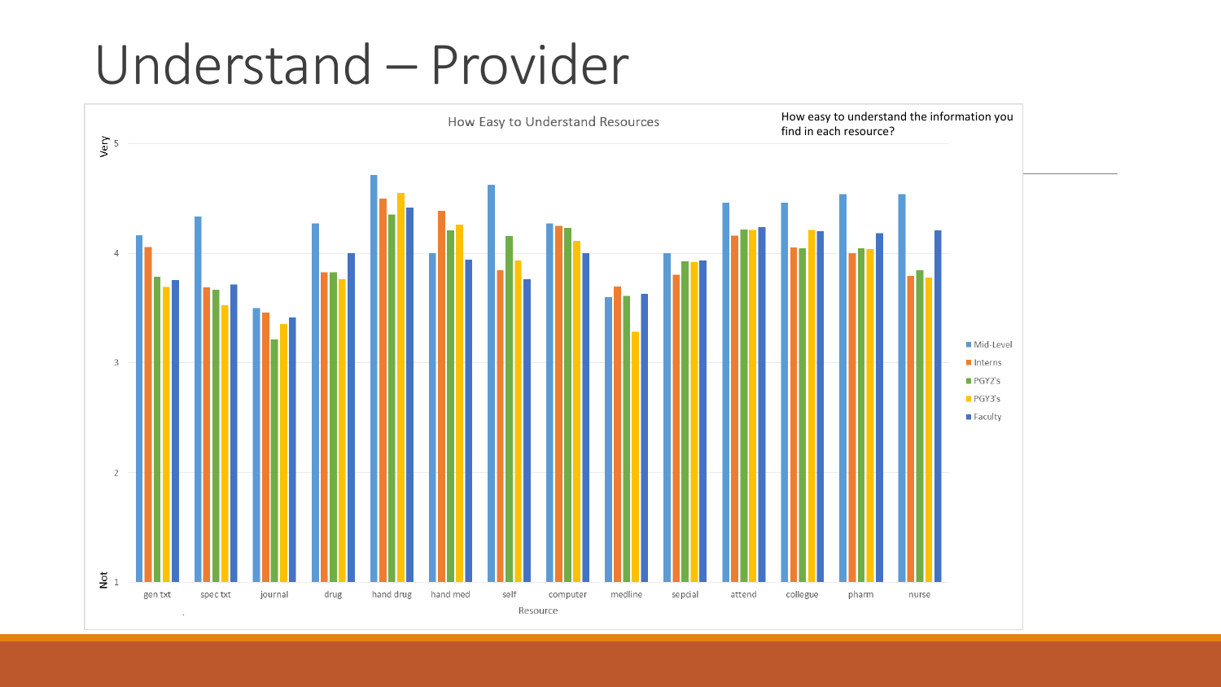# Understand – Provider

How Easy to Understand Resources

How easy to understand the information you find in each resource?

Very 5

4

3

2

Not 1

gen txt | spec txt | journal | drug | hand drug | hand med | self | computer | medline | sepcial | attend | collegue | pharm | nurse

Resource

- Mid-Level
- Interns
- PGY2's
- PGY3's
- Faculty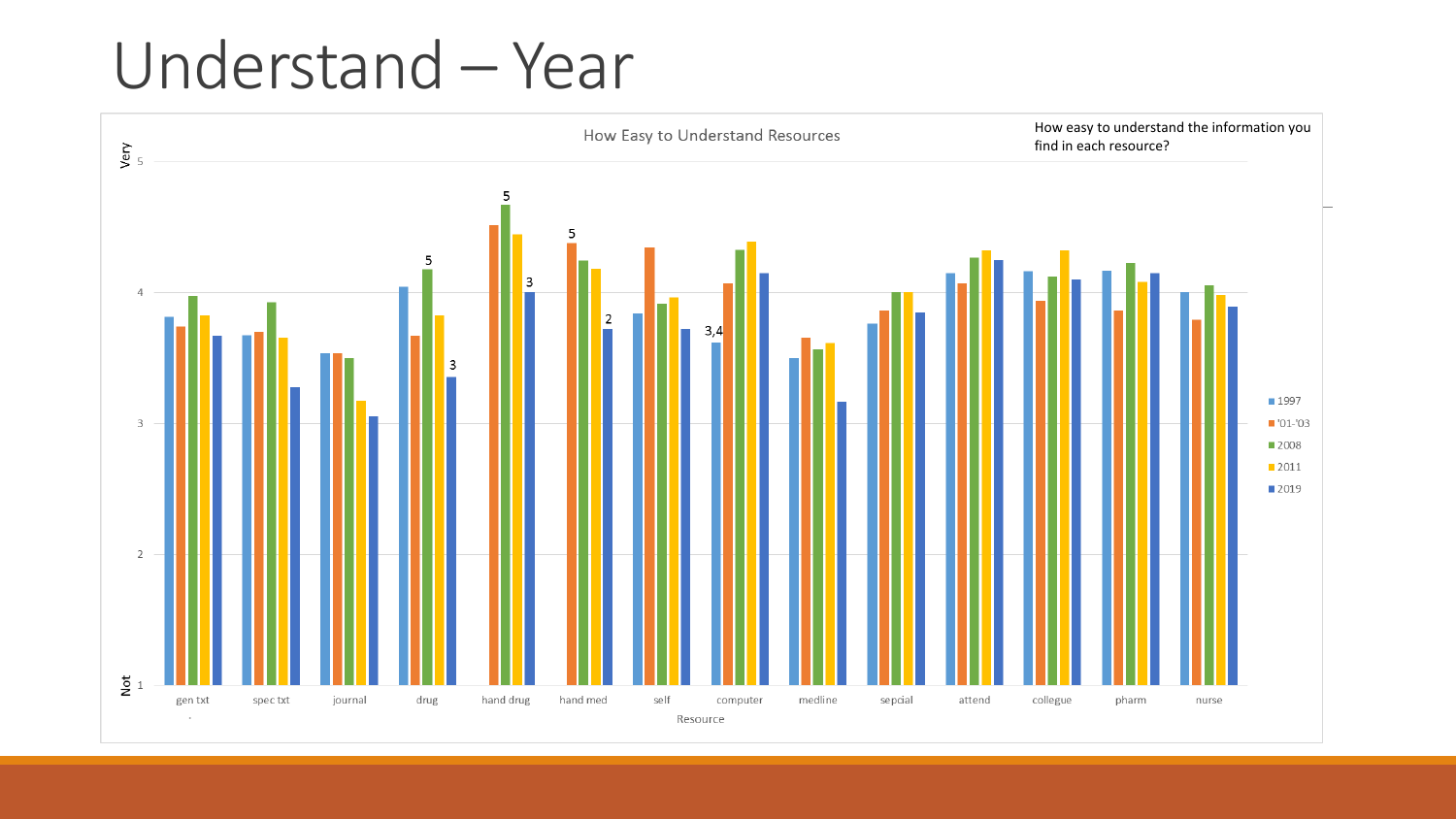# Understand – Year

How Easy to Understand Resources

How easy to understand the information you find in each resource?

Very 5

Not 1

Resource: gen txt, spec txt, journal, drug, hand drug, hand med, self, computer, medline, sepcial, attend, collegue, pharm, nurse

Legend: 1997, '01-'03, 2008, 2011, 2019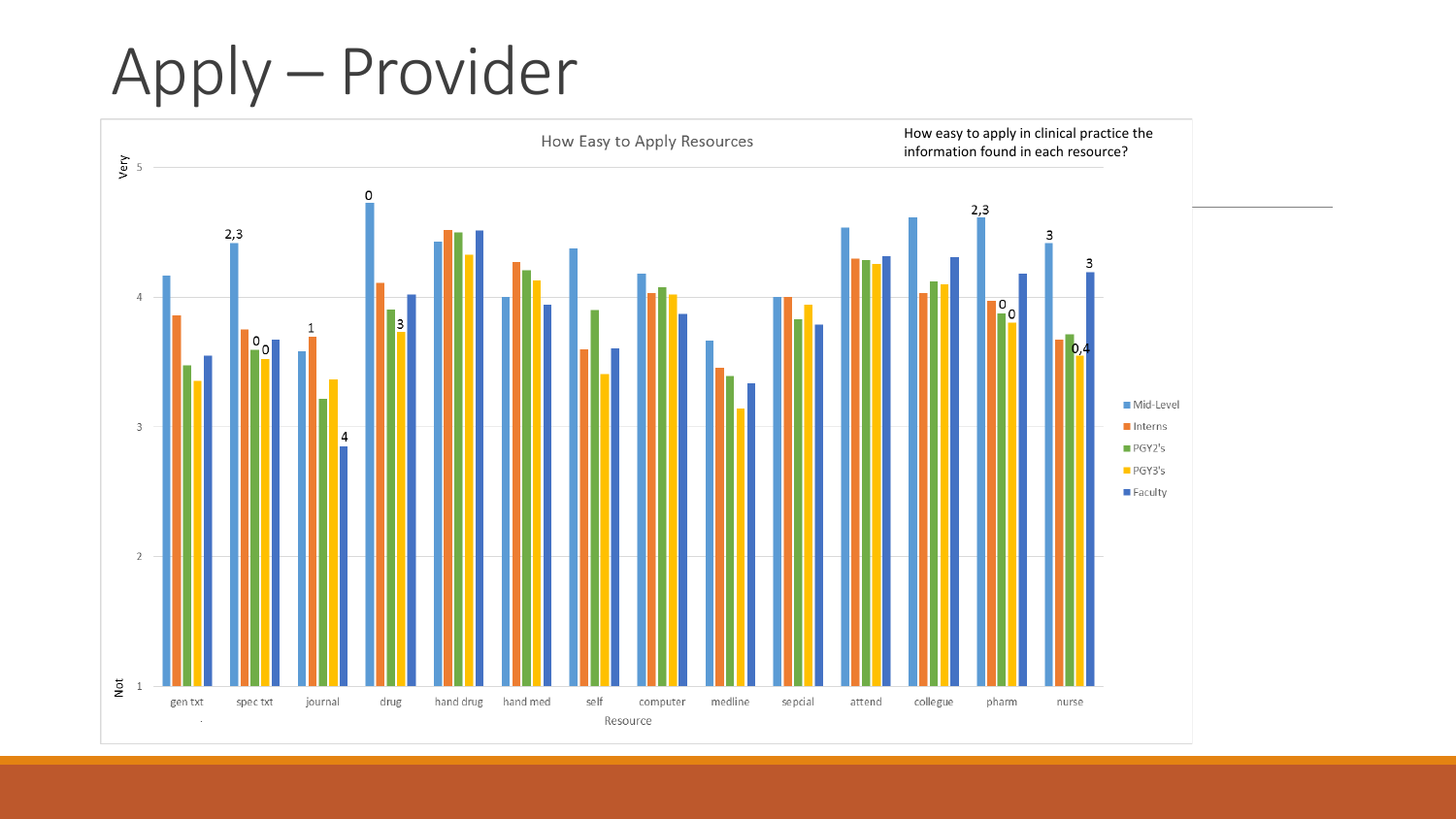# Apply – Provider

How Easy to Apply Resources

How easy to apply in clinical practice the information found in each resource?

Very 5

Not 1

gen txt, spec txt, journal, drug, hand drug, hand med, self, computer, medline, sepcial, attend, collegue, pharm, nurse

Resource

Mid-Level, Interns, PGY2's, PGY3's, Faculty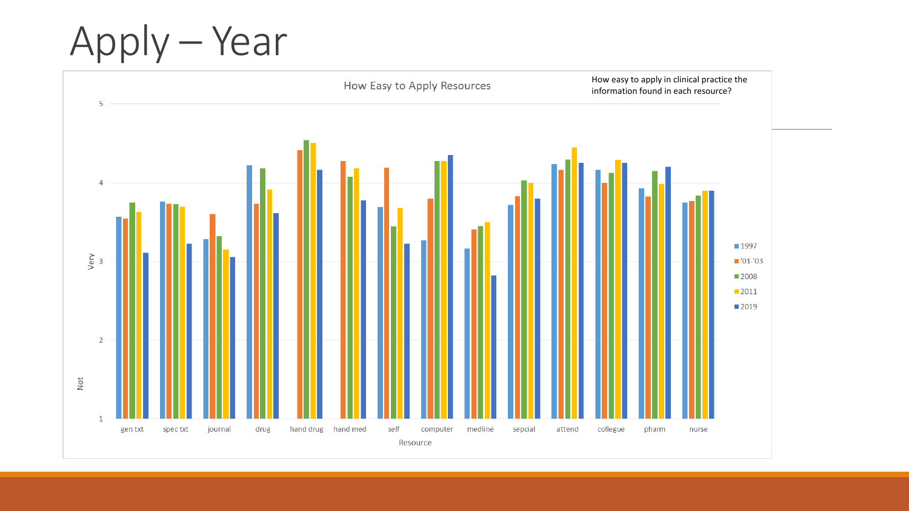# Apply – Year

How Easy to Apply Resources

How easy to apply in clinical practice the information found in each resource?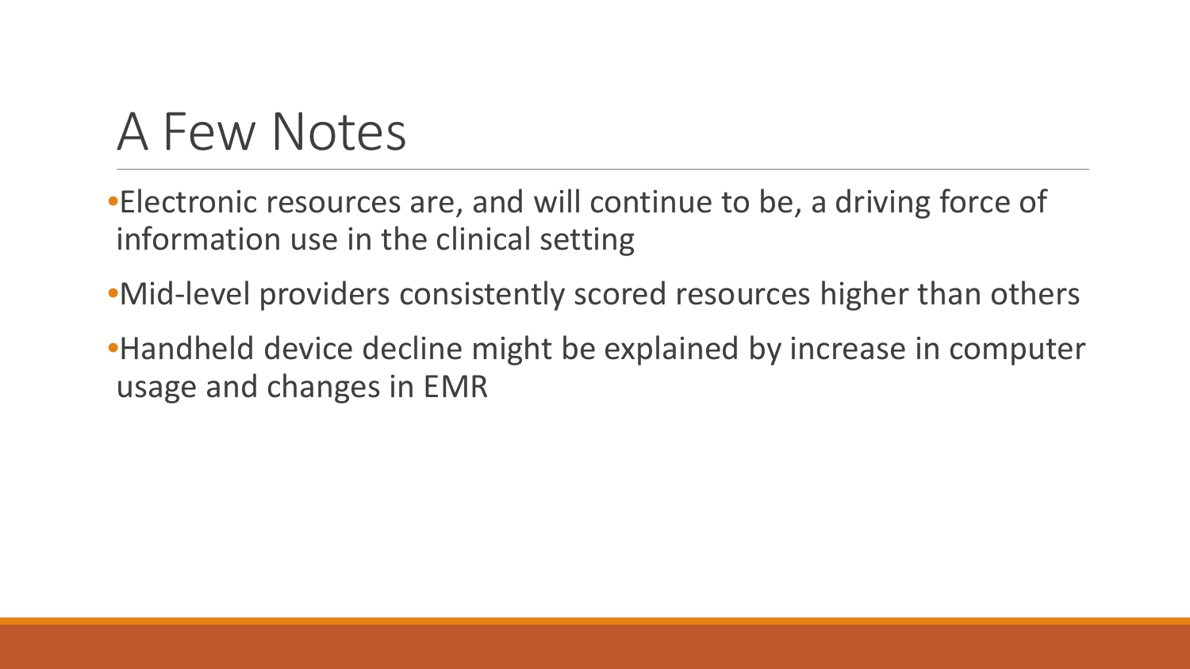# A Few Notes

- Electronic resources are, and will continue to be, a driving force of information use in the clinical setting
- Mid-level providers consistently scored resources higher than others
- Handheld device decline might be explained by increase in computer usage and changes in EMR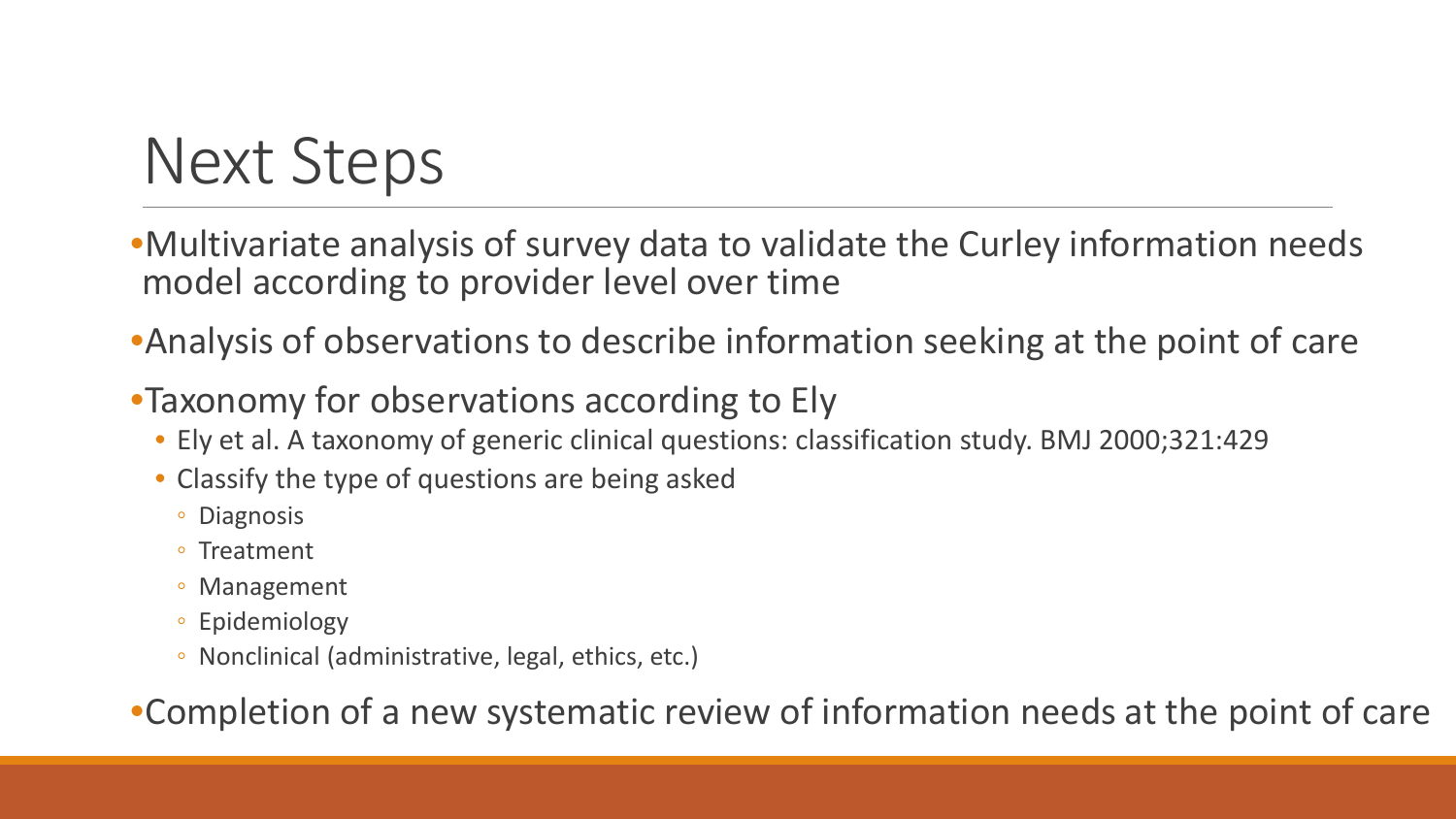# Next Steps

- Multivariate analysis of survey data to validate the Curley information needs model according to provider level over time
- Analysis of observations to describe information seeking at the point of care
- Taxonomy for observations according to Ely
  - Ely et al. A taxonomy of generic clinical questions: classification study. BMJ 2000;321:429
  - Classify the type of questions are being asked
    - Diagnosis
    - Treatment
    - Management
    - Epidemiology
    - Nonclinical (administrative, legal, ethics, etc.)
- Completion of a new systematic review of information needs at the point of care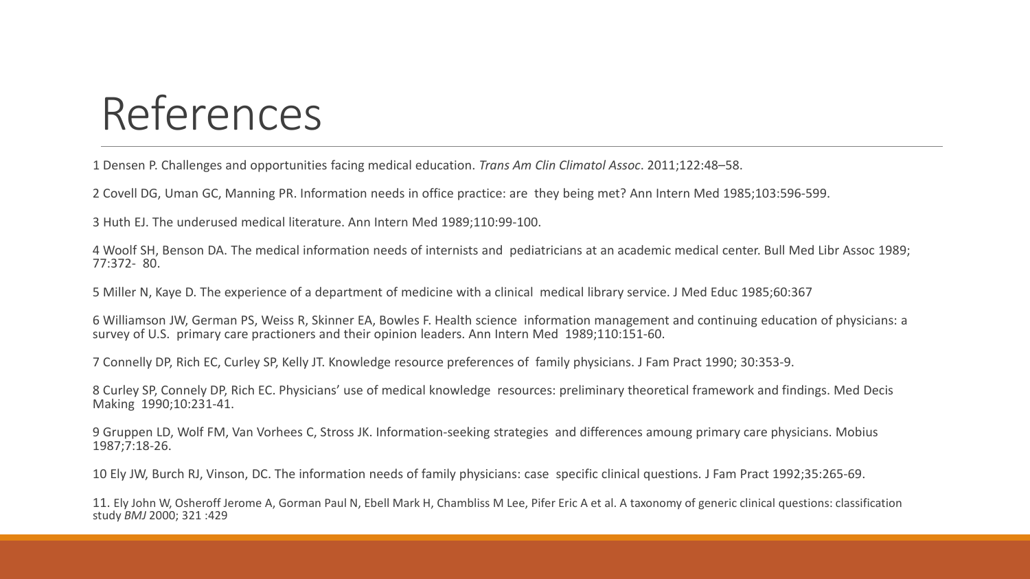# References

1 Densen P. Challenges and opportunities facing medical education. *Trans Am Clin Climatol Assoc*. 2011;122:48–58.

2 Covell DG, Uman GC, Manning PR. Information needs in office practice: are they being met? Ann Intern Med 1985;103:596-599.

3 Huth EJ. The underused medical literature. Ann Intern Med 1989;110:99-100.

4 Woolf SH, Benson DA. The medical information needs of internists and pediatricians at an academic medical center. Bull Med Libr Assoc 1989; 77:372- 80.

5 Miller N, Kaye D. The experience of a department of medicine with a clinical medical library service. J Med Educ 1985;60:367

6 Williamson JW, German PS, Weiss R, Skinner EA, Bowles F. Health science information management and continuing education of physicians: a survey of U.S. primary care practioners and their opinion leaders. Ann Intern Med 1989;110:151-60.

7 Connelly DP, Rich EC, Curley SP, Kelly JT. Knowledge resource preferences of family physicians. J Fam Pract 1990; 30:353-9.

8 Curley SP, Connely DP, Rich EC. Physicians' use of medical knowledge resources: preliminary theoretical framework and findings. Med Decis Making 1990;10:231-41.

9 Gruppen LD, Wolf FM, Van Vorhees C, Stross JK. Information-seeking strategies and differences amoung primary care physicians. Mobius 1987;7:18-26.

10 Ely JW, Burch RJ, Vinson, DC. The information needs of family physicians: case specific clinical questions. J Fam Pract 1992;35:265-69.

11. Ely John W, Osheroff Jerome A, Gorman Paul N, Ebell Mark H, Chambliss M Lee, Pifer Eric A et al. A taxonomy of generic clinical questions: classification study *BMJ* 2000; 321 :429